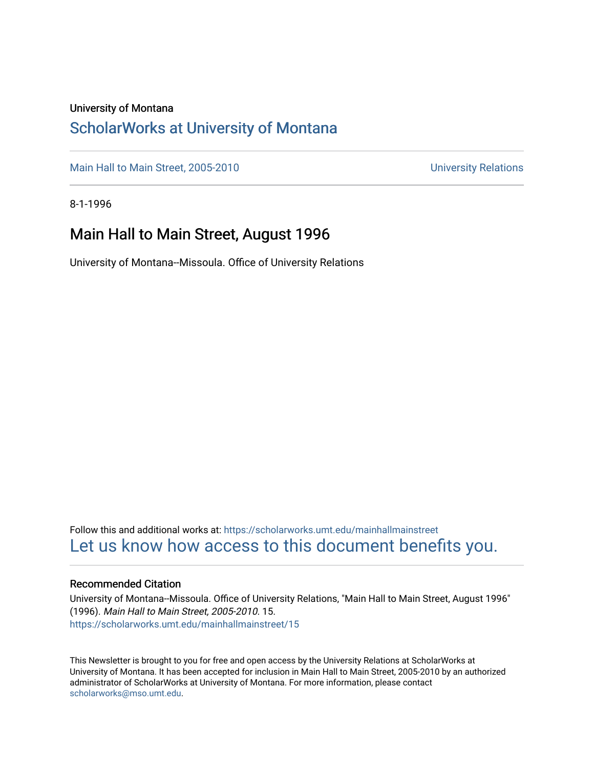University of Montana

# ScholarWorks at University of Montana

Main Hall to Main Street, 2005-2010 | University Relations

8-1-1996

## Main Hall to Main Street, August 1996

University of Montana--Missoula. Office of University Relations

Follow this and additional works at: https://scholarworks.umt.edu/mainhallmainstreet

Let us know how access to this document benefits you.

### Recommended Citation

University of Montana--Missoula. Office of University Relations, "Main Hall to Main Street, August 1996" (1996). *Main Hall to Main Street, 2005-2010*. 15.
https://scholarworks.umt.edu/mainhallmainstreet/15

This Newsletter is brought to you for free and open access by the University Relations at ScholarWorks at University of Montana. It has been accepted for inclusion in Main Hall to Main Street, 2005-2010 by an authorized administrator of ScholarWorks at University of Montana. For more information, please contact scholarworks@mso.umt.edu.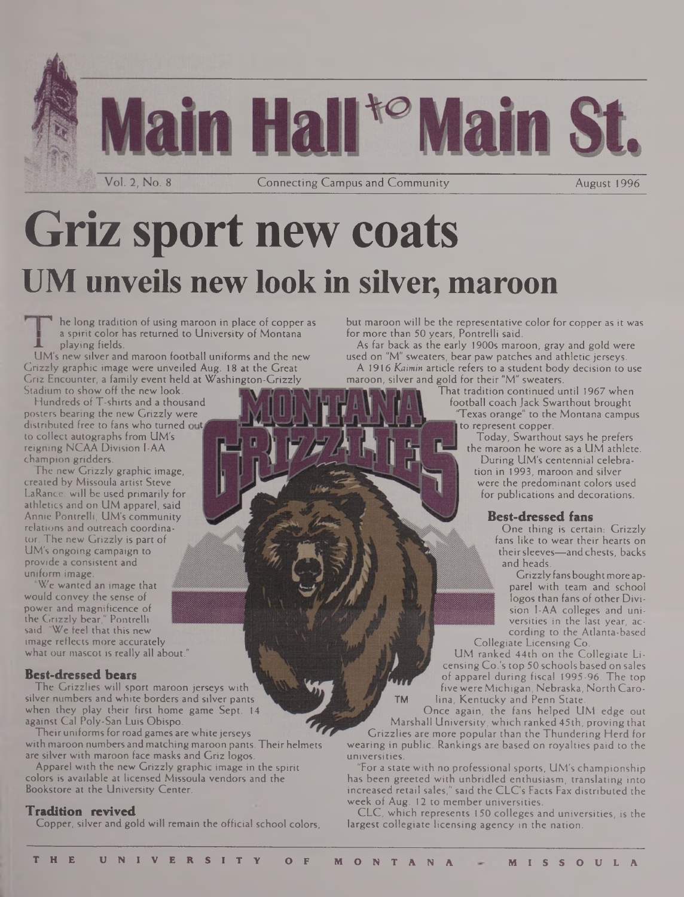# Main Hall to Main St.

Vol. 2, No. 8 — Connecting Campus and Community — August 1996

# Griz sport new coats

## UM unveils new look in silver, maroon

The long tradition of using maroon in place of copper as a spirit color has returned to University of Montana playing fields.

UM's new silver and maroon football uniforms and the new Grizzly graphic image were unveiled Aug. 18 at the Great Griz Encounter, a family event held at Washington-Grizzly Stadium to show off the new look.

Hundreds of T-shirts and a thousand posters bearing the new Grizzly were distributed free to fans who turned out to collect autographs from UM's reigning NCAA Division I-AA champion gridders.

The new Grizzly graphic image, created by Missoula artist Steve LaRance, will be used primarily for athletics and on UM apparel, said Annie Pontrelli, UM's community relations and outreach coordinator. The new Grizzly is part of UM's ongoing campaign to provide a consistent and uniform image.

"We wanted an image that would convey the sense of power and magnificence of the Grizzly bear," Pontrelli said. "We feel that this new image reflects more accurately what our mascot is really all about."

### Best-dressed bears

The Grizzlies will sport maroon jerseys with silver numbers and white borders and silver pants when they play their first home game Sept. 14 against Cal Poly-San Luis Obispo.

Their uniforms for road games are white jerseys with maroon numbers and matching maroon pants. Their helmets are silver with maroon face masks and Griz logos.

Apparel with the new Grizzly graphic image in the spirit colors is available at licensed Missoula vendors and the Bookstore at the University Center.

### Tradition revived

Copper, silver and gold will remain the official school colors, but maroon will be the representative color for copper as it was for more than 50 years, Pontrelli said.

As far back as the early 1900s maroon, gray and gold were used on "M" sweaters, bear paw patches and athletic jerseys.

A 1916 *Kaimin* article refers to a student body decision to use maroon, silver and gold for their "M" sweaters.

That tradition continued until 1967 when football coach Jack Swarthout brought "Texas orange" to the Montana campus to represent copper.

Today, Swarthout says he prefers the maroon he wore as a UM athlete.

During UM's centennial celebration in 1993, maroon and silver were the predominant colors used for publications and decorations.

### Best-dressed fans

One thing is certain: Grizzly fans like to wear their hearts on their sleeves—and chests, backs and heads.

Grizzly fans bought more apparel with team and school logos than fans of other Division I-AA colleges and universities in the last year, according to the Atlanta-based Collegiate Licensing Co.

UM ranked 44th on the Collegiate Licensing Co.'s top 50 schools based on sales of apparel during fiscal 1995-96. The top five were Michigan, Nebraska, North Carolina, Kentucky and Penn State.

Once again, the fans helped UM edge out Marshall University, which ranked 45th, proving that Grizzlies are more popular than the Thundering Herd for wearing in public. Rankings are based on royalties paid to the universities.

"For a state with no professional sports, UM's championship has been greeted with unbridled enthusiasm, translating into increased retail sales," said the CLC's Facts Fax distributed the week of Aug. 12 to member universities.

CLC, which represents 150 colleges and universities, is the largest collegiate licensing agency in the nation.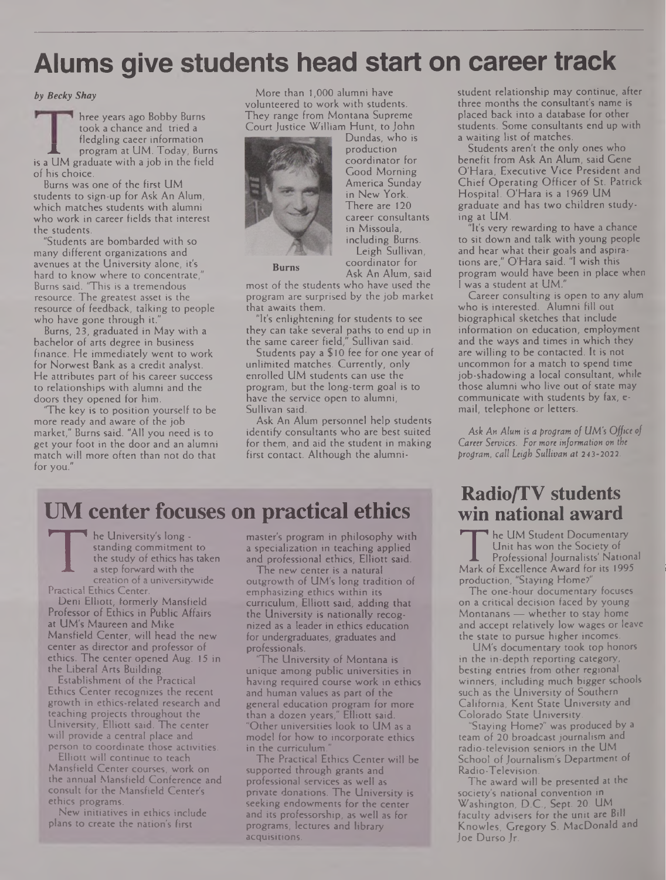# Alums give students head start on career track

*by Becky Shay*

Three years ago Bobby Burns took a chance and tried a fledgling caeer information program at UM. Today, Burns is a UM graduate with a job in the field of his choice.

Burns was one of the first UM students to sign-up for Ask An Alum, which matches students with alumni who work in career fields that interest the students.

"Students are bombarded with so many different organizations and avenues at the University alone, it's hard to know where to concentrate," Burns said. "This is a tremendous resource. The greatest asset is the resource of feedback, talking to people who have gone through it."

Burns, 23, graduated in May with a bachelor of arts degree in business finance. He immediately went to work for Norwest Bank as a credit analyst. He attributes part of his career success to relationships with alumni and the doors they opened for him.

"The key is to position yourself to be more ready and aware of the job market," Burns said. "All you need is to get your foot in the door and an alumni match will more often than not do that for you."

More than 1,000 alumni have volunteered to work with students. They range from Montana Supreme Court Justice William Hunt, to John Dundas, who is production coordinator for Good Morning America Sunday in New York. There are 120 career consultants in Missoula, including Burns.

**Burns**

Leigh Sullivan, coordinator for Ask An Alum, said most of the students who have used the program are surprised by the job market that awaits them.

"It's enlightening for students to see they can take several paths to end up in the same career field," Sullivan said.

Students pay a $10 fee for one year of unlimited matches. Currently, only enrolled UM students can use the program, but the long-term goal is to have the service open to alumni, Sullivan said.

Ask An Alum personnel help students identify consultants who are best suited for them, and aid the student in making first contact. Although the alumni-student relationship may continue, after three months the consultant's name is placed back into a database for other students. Some consultants end up with a waiting list of matches.

Students aren't the only ones who benefit from Ask An Alum, said Gene O'Hara, Executive Vice President and Chief Operating Officer of St. Patrick Hospital. O'Hara is a 1969 UM graduate and has two children studying at UM.

"It's very rewarding to have a chance to sit down and talk with young people and hear what their goals and aspirations are," O'Hara said. "I wish this program would have been in place when I was a student at UM."

Career consulting is open to any alum who is interested. Alumni fill out biographical sketches that include information on education, employment and the ways and times in which they are willing to be contacted. It is not uncommon for a match to spend time job-shadowing a local consultant, while those alumni who live out of state may communicate with students by fax, e-mail, telephone or letters.

*Ask An Alum is a program of UM's Office of Career Services. For more information on the program, call Leigh Sullivan at 243-2022.*

# UM center focuses on practical ethics

The University's long-standing commitment to the study of ethics has taken a step forward with the creation of a universitywide Practical Ethics Center.

Deni Elliott, formerly Mansfield Professor of Ethics in Public Affairs at UM's Maureen and Mike Mansfield Center, will head the new center as director and professor of ethics. The center opened Aug. 15 in the Liberal Arts Building.

Establishment of the Practical Ethics Center recognizes the recent growth in ethics-related research and teaching projects throughout the University, Elliott said. The center will provide a central place and person to coordinate those activities.

Elliott will continue to teach Mansfield Center courses, work on the annual Mansfield Conference and consult for the Mansfield Center's ethics programs.

New initiatives in ethics include plans to create the nation's first master's program in philosophy with a specialization in teaching applied and professional ethics, Elliott said.

The new center is a natural outgrowth of UM's long tradition of emphasizing ethics within its curriculum, Elliott said, adding that the University is nationally recognized as a leader in ethics education for undergraduates, graduates and professionals.

"The University of Montana is unique among public universities in having required course work in ethics and human values as part of the general education program for more than a dozen years," Elliott said. "Other universities look to UM as a model for how to incorporate ethics in the curriculum."

The Practical Ethics Center will be supported through grants and professional services as well as private donations. The University is seeking endowments for the center and its professorship, as well as for programs, lectures and library acquisitions.

# Radio/TV students win national award

The UM Student Documentary Unit has won the Society of Professional Journalists' National Mark of Excellence Award for its 1995 production, "Staying Home?"

The one-hour documentary focuses on a critical decision faced by young Montanans — whether to stay home and accept relatively low wages or leave the state to pursue higher incomes.

UM's documentary took top honors in the in-depth reporting category, besting entries from other regional winners, including much bigger schools such as the University of Southern California, Kent State University and Colorado State University.

"Staying Home?" was produced by a team of 20 broadcast journalism and radio-television seniors in the UM School of Journalism's Department of Radio-Television.

The award will be presented at the society's national convention in Washington, D.C., Sept. 20. UM faculty advisers for the unit are Bill Knowles, Gregory S. MacDonald and Joe Durso Jr.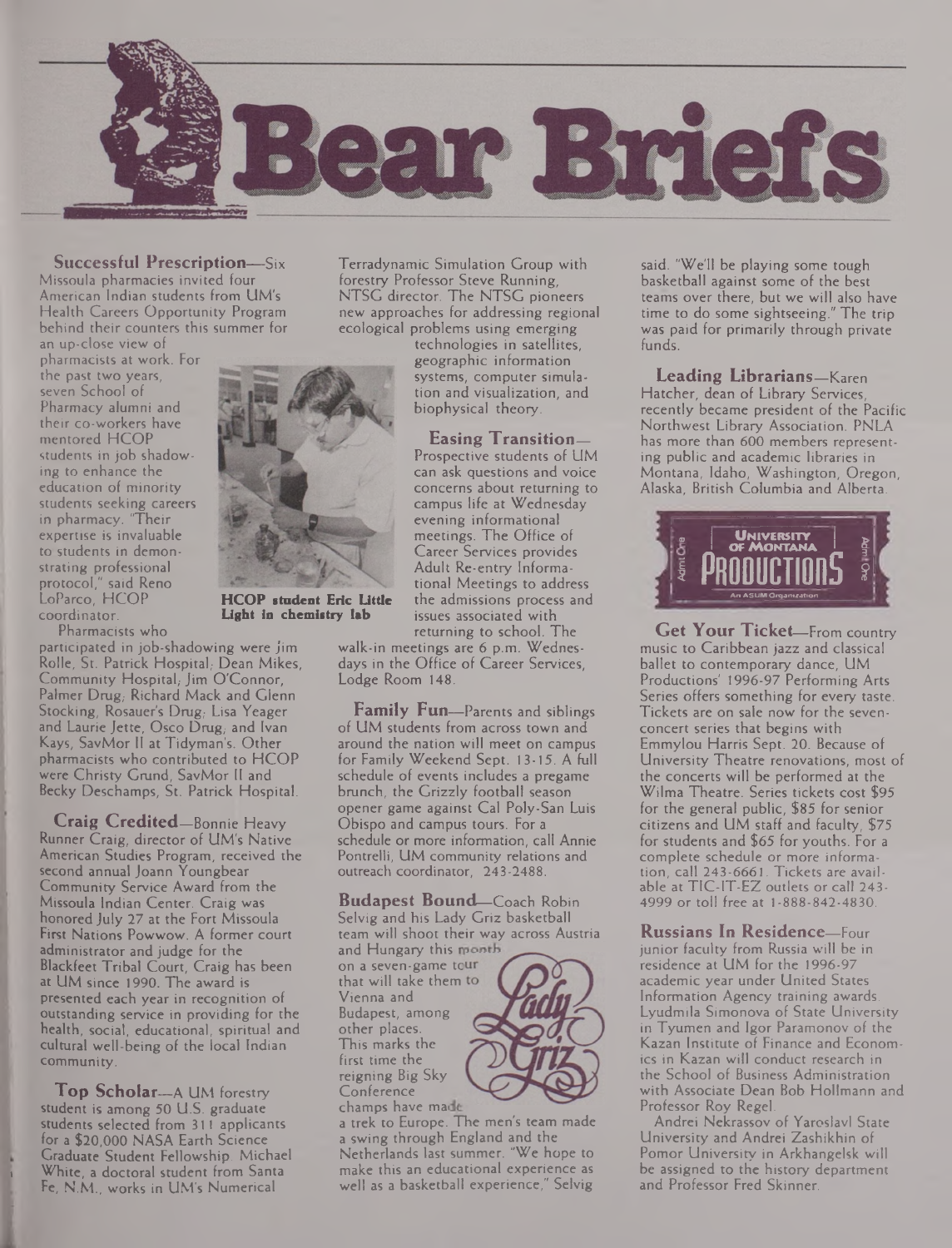# Bear Briefs

**Successful Prescription**—Six Missoula pharmacies invited four American Indian students from UM's Health Careers Opportunity Program behind their counters this summer for an up-close view of pharmacists at work. For the past two years, seven School of Pharmacy alumni and their co-workers have mentored HCOP students in job shadowing to enhance the education of minority students seeking careers in pharmacy. "Their expertise is invaluable to students in demonstrating professional protocol," said Reno LoParco, HCOP coordinator.

Pharmacists who participated in job-shadowing were Jim Rolle, St. Patrick Hospital; Dean Mikes, Community Hospital; Jim O'Connor, Palmer Drug; Richard Mack and Glenn Stocking, Rosauer's Drug; Lisa Yeager and Laurie Jette, Osco Drug; and Ivan Kays, SavMor II at Tidyman's. Other pharmacists who contributed to HCOP were Christy Grund, SavMor II and Becky Deschamps, St. Patrick Hospital.

**HCOP student Eric Little Light in chemistry lab**

**Craig Credited**—Bonnie Heavy Runner Craig, director of UM's Native American Studies Program, received the second annual Joann Youngbear Community Service Award from the Missoula Indian Center. Craig was honored July 27 at the Fort Missoula First Nations Powwow. A former court administrator and judge for the Blackfeet Tribal Court, Craig has been at UM since 1990. The award is presented each year in recognition of outstanding service in providing for the health, social, educational, spiritual and cultural well-being of the local Indian community.

**Top Scholar**—A UM forestry student is among 50 U.S. graduate students selected from 311 applicants for a $20,000 NASA Earth Science Graduate Student Fellowship. Michael White, a doctoral student from Santa Fe, N.M., works in UM's Numerical Terradynamic Simulation Group with forestry Professor Steve Running, NTSG director. The NTSG pioneers new approaches for addressing regional ecological problems using emerging technologies in satellites, geographic information systems, computer simulation and visualization, and biophysical theory.

**Easing Transition**—Prospective students of UM can ask questions and voice concerns about returning to campus life at Wednesday evening informational meetings. The Office of Career Services provides Adult Re-entry Informational Meetings to address the admissions process and issues associated with returning to school. The walk-in meetings are 6 p.m. Wednesdays in the Office of Career Services, Lodge Room 148.

**Family Fun**—Parents and siblings of UM students from across town and around the nation will meet on campus for Family Weekend Sept. 13-15. A full schedule of events includes a pregame brunch, the Grizzly football season opener game against Cal Poly-San Luis Obispo and campus tours. For a schedule or more information, call Annie Pontrelli, UM community relations and outreach coordinator, 243-2488.

**Budapest Bound**—Coach Robin Selvig and his Lady Griz basketball team will shoot their way across Austria and Hungary this month on a seven-game tour that will take them to Vienna and Budapest, among other places. This marks the first time the reigning Big Sky Conference champs have made a trek to Europe. The men's team made a swing through England and the Netherlands last summer. "We hope to make this an educational experience as well as a basketball experience," Selvig said. "We'll be playing some tough basketball against some of the best teams over there, but we will also have time to do some sightseeing." The trip was paid for primarily through private funds.

**Leading Librarians**—Karen Hatcher, dean of Library Services, recently became president of the Pacific Northwest Library Association. PNLA has more than 600 members representing public and academic libraries in Montana, Idaho, Washington, Oregon, Alaska, British Columbia and Alberta.

**Get Your Ticket**—From country music to Caribbean jazz and classical ballet to contemporary dance, UM Productions' 1996-97 Performing Arts Series offers something for every taste. Tickets are on sale now for the seven-concert series that begins with Emmylou Harris Sept. 20. Because of University Theatre renovations, most of the concerts will be performed at the Wilma Theatre. Series tickets cost $95 for the general public, $85 for senior citizens and UM staff and faculty, $75 for students and $65 for youths. For a complete schedule or more information, call 243-6661. Tickets are available at TIC-IT-EZ outlets or call 243-4999 or toll free at 1-888-842-4830.

**Russians In Residence**—Four junior faculty from Russia will be in residence at UM for the 1996-97 academic year under United States Information Agency training awards. Lyudmila Simonova of State University in Tyumen and Igor Paramonov of the Kazan Institute of Finance and Economics in Kazan will conduct research in the School of Business Administration with Associate Dean Bob Hollmann and Professor Roy Regel.

Andrei Nekrassov of Yaroslavl State University and Andrei Zashikhin of Pomor University in Arkhangelsk will be assigned to the history department and Professor Fred Skinner.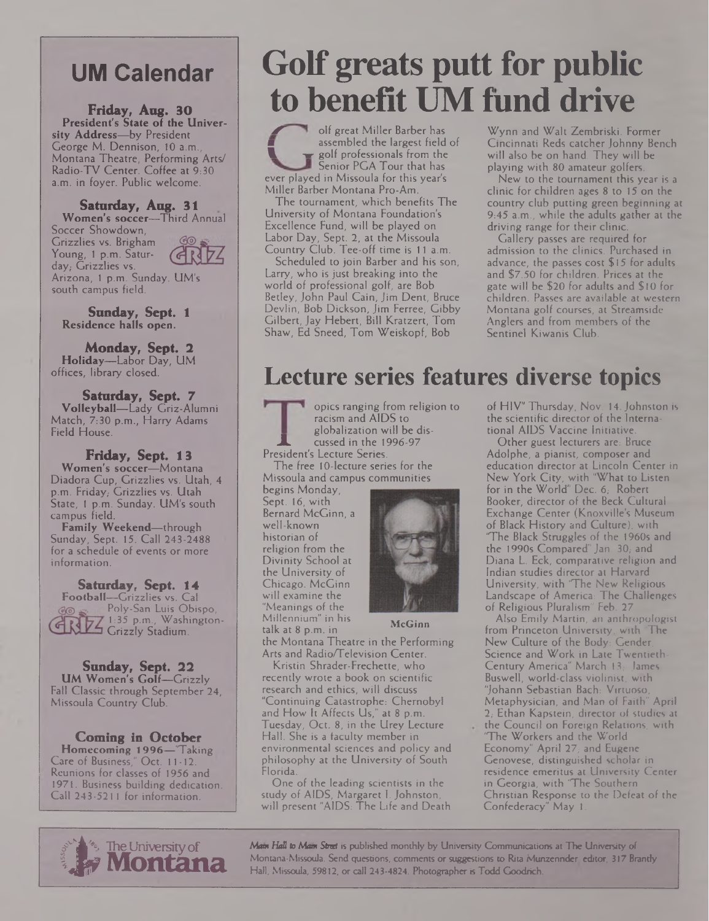## UM Calendar

**Friday, Aug. 30**
**President's State of the University Address**—by President George M. Dennison, 10 a.m., Montana Theatre, Performing Arts/ Radio-TV Center. Coffee at 9:30 a.m. in foyer. Public welcome.

**Saturday, Aug. 31**
**Women's soccer**—Third Annual Soccer Showdown, Grizzlies vs. Brigham Young, 1 p.m. Saturday; Grizzlies vs. Arizona, 1 p.m. Sunday. UM's south campus field.

**Sunday, Sept. 1**
**Residence halls open.**

**Monday, Sept. 2**
**Holiday**—Labor Day, UM offices, library closed.

**Saturday, Sept. 7**
**Volleyball**—Lady Griz-Alumni Match, 7:30 p.m., Harry Adams Field House.

**Friday, Sept. 13**
**Women's soccer**—Montana Diadora Cup, Grizzlies vs. Utah, 4 p.m. Friday; Grizzlies vs. Utah State, 1 p.m. Sunday. UM's south campus field.
**Family Weekend**—through Sunday, Sept. 15. Call 243-2488 for a schedule of events or more information.

**Saturday, Sept. 14**
**Football**—Grizzlies vs. Cal Poly-San Luis Obispo, 1:35 p.m., Washington-Grizzly Stadium.

**Sunday, Sept. 22**
**UM Women's Golf**—Grizzly Fall Classic through September 24, Missoula Country Club.

**Coming in October**
**Homecoming 1996**—"Taking Care of Business," Oct. 11-12. Reunions for classes of 1956 and 1971. Business building dedication. Call 243-5211 for information.

# Golf greats putt for public to benefit UM fund drive

Golf great Miller Barber has assembled the largest field of golf professionals from the Senior PGA Tour that has ever played in Missoula for this year's Miller Barber Montana Pro-Am.

The tournament, which benefits The University of Montana Foundation's Excellence Fund, will be played on Labor Day, Sept. 2, at the Missoula Country Club. Tee-off time is 11 a.m.

Scheduled to join Barber and his son, Larry, who is just breaking into the world of professional golf, are Bob Betley, John Paul Cain, Jim Dent, Bruce Devlin, Bob Dickson, Jim Ferree, Gibby Gilbert, Jay Hebert, Bill Kratzert, Tom Shaw, Ed Sneed, Tom Weiskopf, Bob Wynn and Walt Zembriski. Former Cincinnati Reds catcher Johnny Bench will also be on hand. They will be playing with 80 amateur golfers.

New to the tournament this year is a clinic for children ages 8 to 15 on the country club putting green beginning at 9:45 a.m., while the adults gather at the driving range for their clinic.

Gallery passes are required for admission to the clinics. Purchased in advance, the passes cost $15 for adults and $7.50 for children. Prices at the gate will be $20 for adults and $10 for children. Passes are available at western Montana golf courses, at Streamside Anglers and from members of the Sentinel Kiwanis Club.

# Lecture series features diverse topics

Topics ranging from religion to racism and AIDS to globalization will be discussed in the 1996-97 President's Lecture Series.

The free 10-lecture series for the Missoula and campus communities begins Monday, Sept. 16, with Bernard McGinn, a well-known historian of religion from the Divinity School at the University of Chicago. McGinn will examine the "Meanings of the Millennium" in his talk at 8 p.m. in the Montana Theatre in the Performing Arts and Radio/Television Center.

McGinn

Kristin Shrader-Frechette, who recently wrote a book on scientific research and ethics, will discuss "Continuing Catastrophe: Chernobyl and How It Affects Us," at 8 p.m. Tuesday, Oct. 8, in the Urey Lecture Hall. She is a faculty member in environmental sciences and policy and philosophy at the University of South Florida.

One of the leading scientists in the study of AIDS, Margaret I. Johnston, will present "AIDS: The Life and Death of HIV" Thursday, Nov. 14. Johnston is the scientific director of the International AIDS Vaccine Initiative.

Other guest lecturers are: Bruce Adolphe, a pianist, composer and education director at Lincoln Center in New York City, with "What to Listen for in the World" Dec. 6; Robert Booker, director of the Beck Cultural Exchange Center (Knoxville's Museum of Black History and Culture), with "The Black Struggles of the 1960s and the 1990s Compared" Jan. 30; and Diana L. Eck, comparative religion and Indian studies director at Harvard University, with "The New Religious Landscape of America: The Challenges of Religious Pluralism" Feb. 27.

Also Emily Martin, an anthropologist from Princeton University, with "The New Culture of the Body: Gender, Science and Work in Late Twentieth-Century America" March 13; James Buswell, world-class violinist, with "Johann Sebastian Bach: Virtuoso, Metaphysician, and Man of Faith" April 2; Ethan Kapstein, director of studies at the Council on Foreign Relations, with "The Workers and the World Economy" April 27; and Eugene Genovese, distinguished scholar in residence emeritus at University Center in Georgia, with "The Southern Christian Response to the Defeat of the Confederacy" May 1.

The University of Montana

*Main Hall to Main Street* is published monthly by University Communications at The University of Montana-Missoula. Send questions, comments or suggestions to Rita Munzenrider, editor, 317 Brantly Hall, Missoula, 59812, or call 243-4824. Photographer is Todd Goodrich.